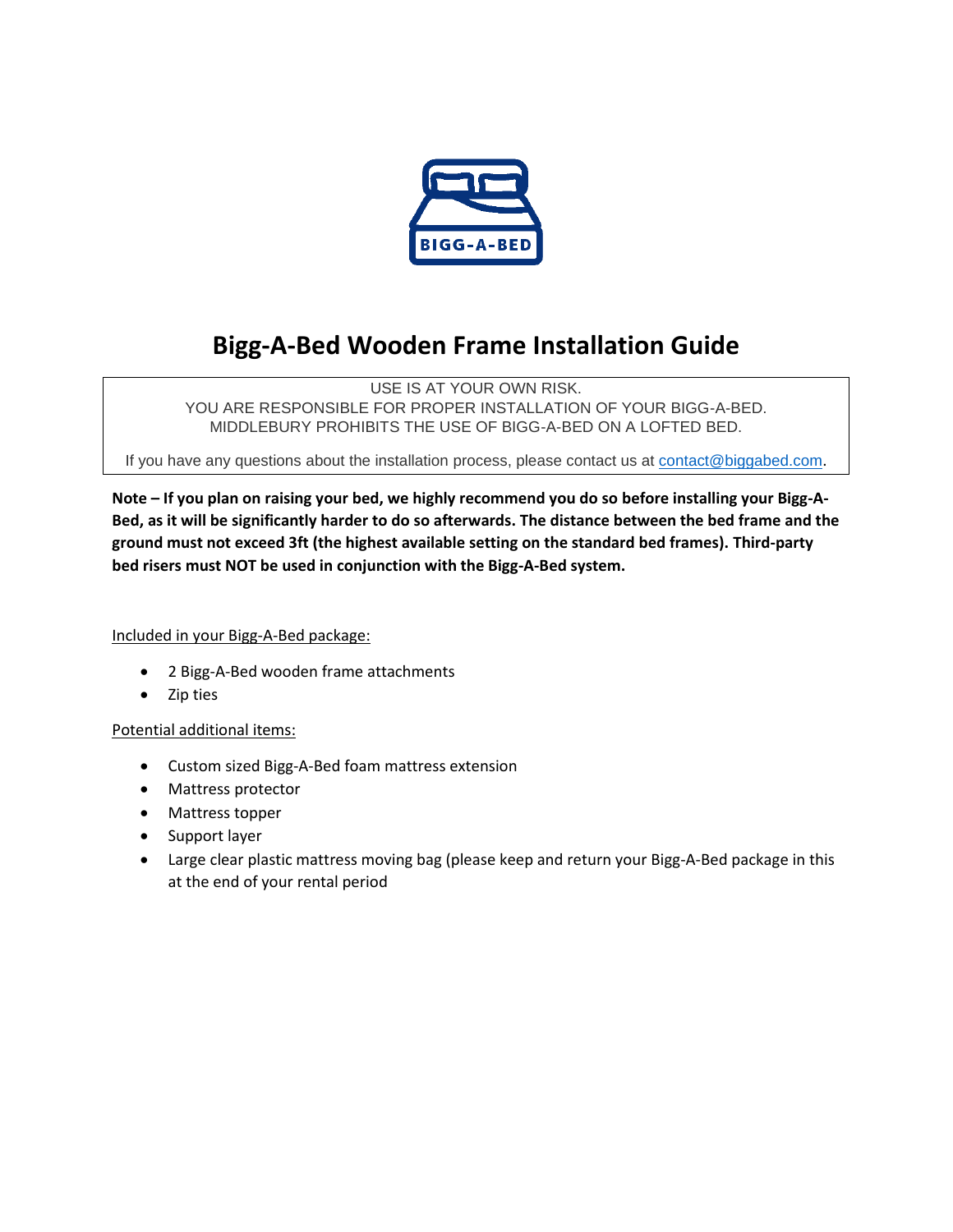BIGG-A-BED

# Bigg-A-Bed Wooden Frame Installation Guide

USE IS AT YOUR OWN RISK.
YOU ARE RESPONSIBLE FOR PROPER INSTALLATION OF YOUR BIGG-A-BED.
MIDDLEBURY PROHIBITS THE USE OF BIGG-A-BED ON A LOFTED BED.

If you have any questions about the installation process, please contact us at contact@biggabed.com.

**Note – If you plan on raising your bed, we highly recommend you do so before installing your Bigg-A-Bed, as it will be significantly harder to do so afterwards. The distance between the bed frame and the ground must not exceed 3ft (the highest available setting on the standard bed frames). Third-party bed risers must NOT be used in conjunction with the Bigg-A-Bed system.**

Included in your Bigg-A-Bed package:

- 2 Bigg-A-Bed wooden frame attachments
- Zip ties

Potential additional items:

- Custom sized Bigg-A-Bed foam mattress extension
- Mattress protector
- Mattress topper
- Support layer
- Large clear plastic mattress moving bag (please keep and return your Bigg-A-Bed package in this at the end of your rental period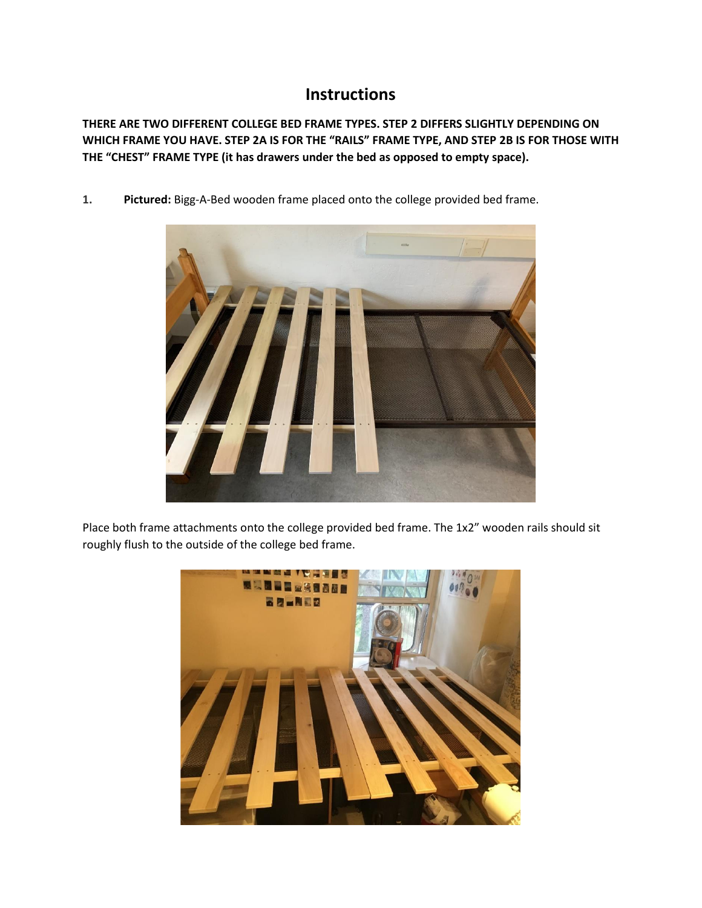# Instructions

**THERE ARE TWO DIFFERENT COLLEGE BED FRAME TYPES. STEP 2 DIFFERS SLIGHTLY DEPENDING ON WHICH FRAME YOU HAVE. STEP 2A IS FOR THE "RAILS" FRAME TYPE, AND STEP 2B IS FOR THOSE WITH THE "CHEST" FRAME TYPE (it has drawers under the bed as opposed to empty space).**

1. **Pictured:** Bigg-A-Bed wooden frame placed onto the college provided bed frame.

Place both frame attachments onto the college provided bed frame. The 1x2" wooden rails should sit roughly flush to the outside of the college bed frame.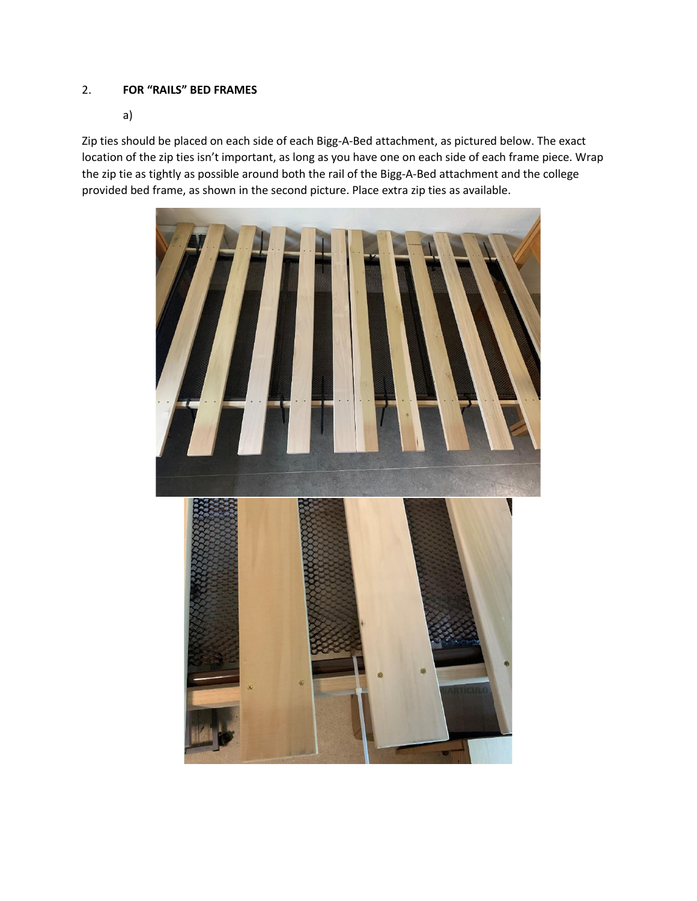2. **FOR "RAILS" BED FRAMES**

a)

Zip ties should be placed on each side of each Bigg-A-Bed attachment, as pictured below. The exact location of the zip ties isn't important, as long as you have one on each side of each frame piece. Wrap the zip tie as tightly as possible around both the rail of the Bigg-A-Bed attachment and the college provided bed frame, as shown in the second picture. Place extra zip ties as available.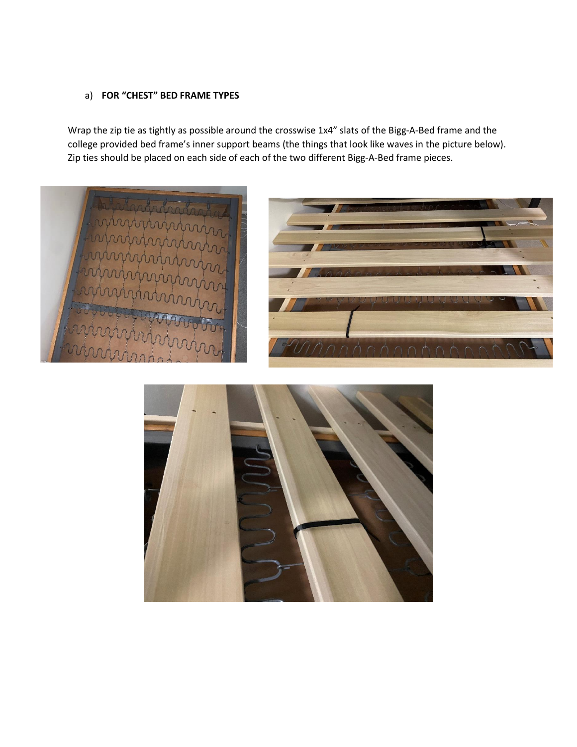a) **FOR "CHEST" BED FRAME TYPES**

Wrap the zip tie as tightly as possible around the crosswise 1x4" slats of the Bigg-A-Bed frame and the college provided bed frame's inner support beams (the things that look like waves in the picture below). Zip ties should be placed on each side of each of the two different Bigg-A-Bed frame pieces.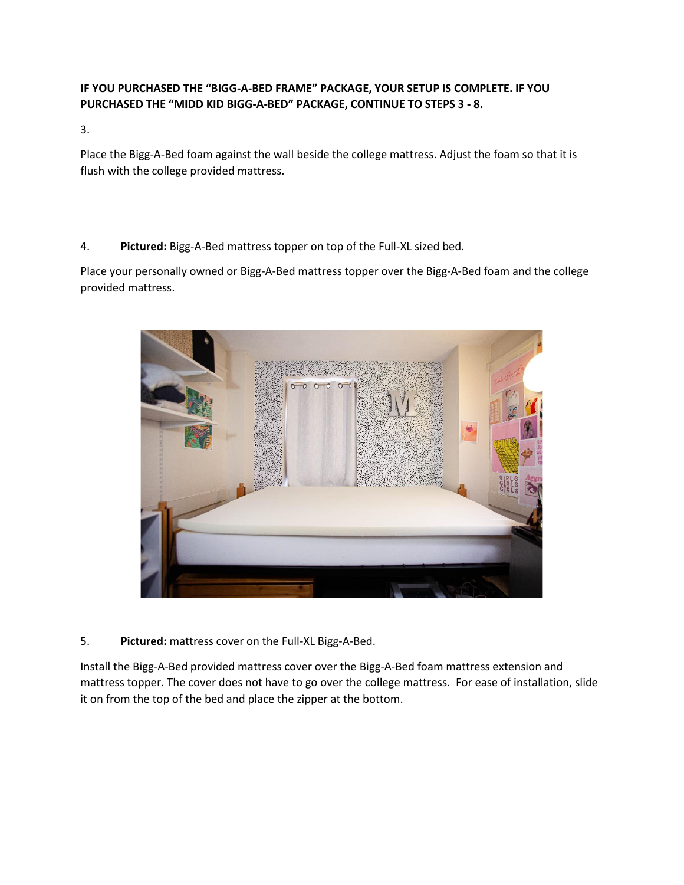**IF YOU PURCHASED THE "BIGG-A-BED FRAME" PACKAGE, YOUR SETUP IS COMPLETE. IF YOU PURCHASED THE "MIDD KID BIGG-A-BED" PACKAGE, CONTINUE TO STEPS 3 - 8.**

3.

Place the Bigg-A-Bed foam against the wall beside the college mattress. Adjust the foam so that it is flush with the college provided mattress.

4. **Pictured:** Bigg-A-Bed mattress topper on top of the Full-XL sized bed.

Place your personally owned or Bigg-A-Bed mattress topper over the Bigg-A-Bed foam and the college provided mattress.

5. **Pictured:** mattress cover on the Full-XL Bigg-A-Bed.

Install the Bigg-A-Bed provided mattress cover over the Bigg-A-Bed foam mattress extension and mattress topper. The cover does not have to go over the college mattress. For ease of installation, slide it on from the top of the bed and place the zipper at the bottom.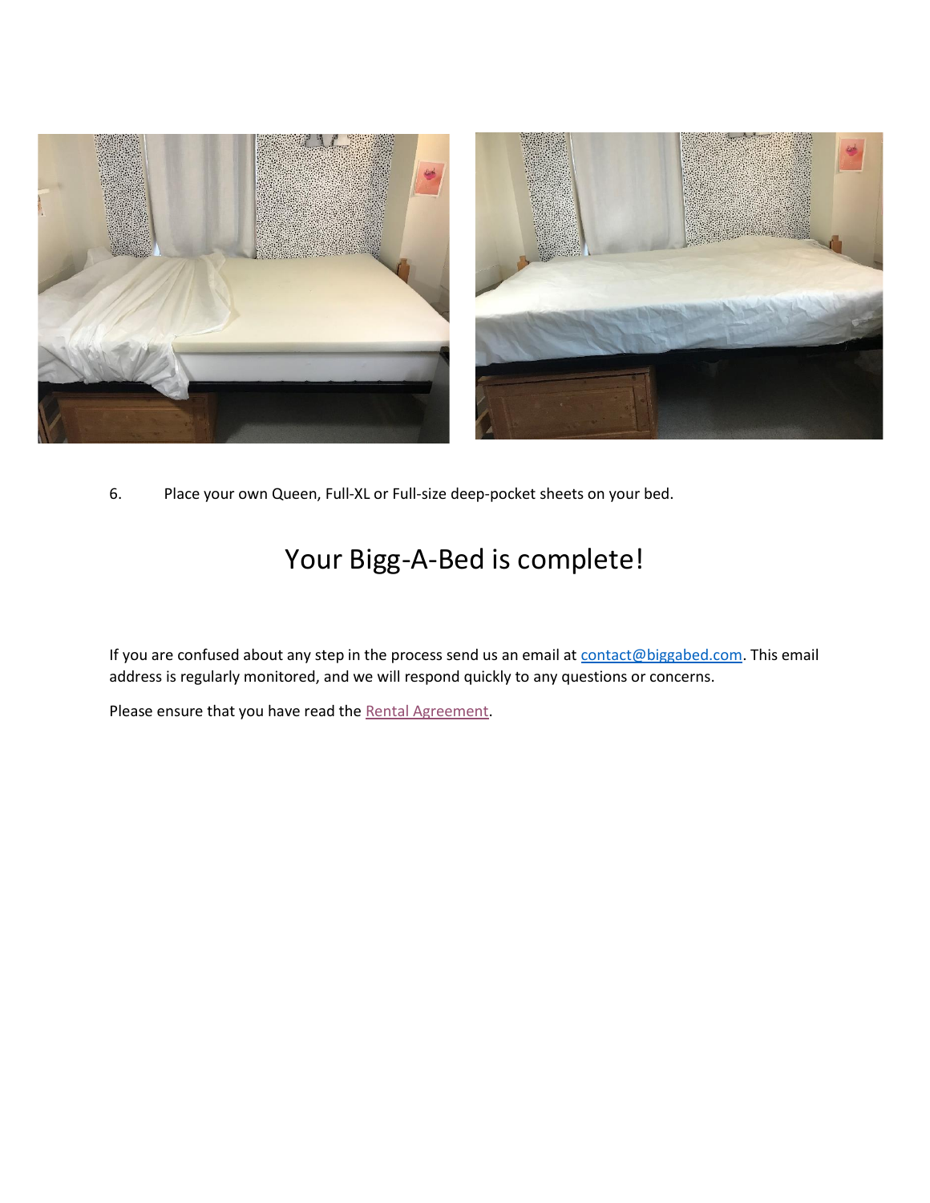6. Place your own Queen, Full-XL or Full-size deep-pocket sheets on your bed.

# Your Bigg-A-Bed is complete!

If you are confused about any step in the process send us an email at [contact@biggabed.com](mailto:contact@biggabed.com). This email address is regularly monitored, and we will respond quickly to any questions or concerns.

Please ensure that you have read the Rental Agreement.